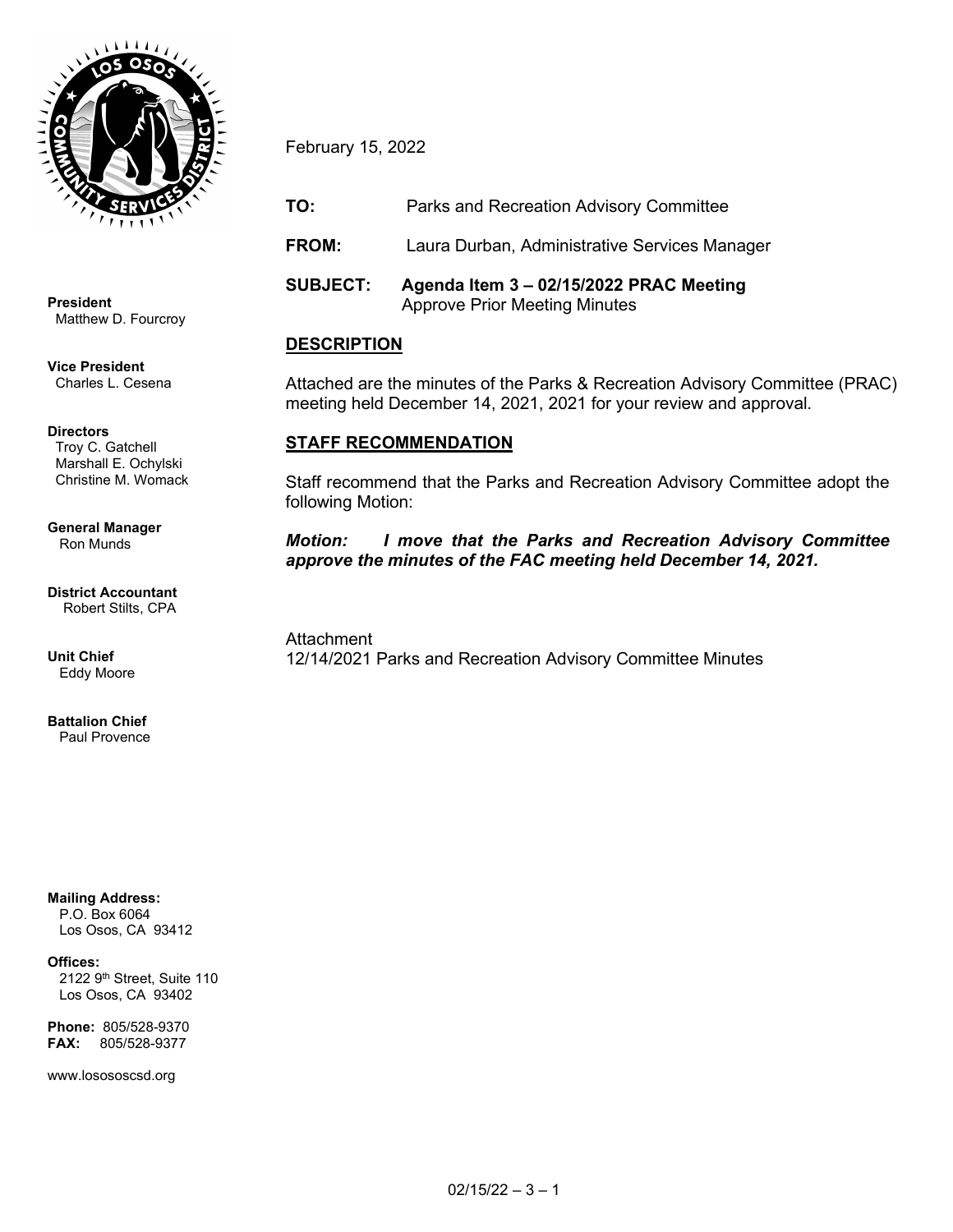**President**
Matthew D. Fourcroy

**Vice President**
Charles L. Cesena

**Directors**
Troy C. Gatchell
Marshall E. Ochylski
Christine M. Womack

**General Manager**
Ron Munds

**District Accountant**
Robert Stilts, CPA

**Unit Chief**
Eddy Moore

**Battalion Chief**
Paul Provence

**Mailing Address:**
P.O. Box 6064
Los Osos, CA 93412

**Offices:**
2122 9th Street, Suite 110
Los Osos, CA 93402

**Phone:** 805/528-9370
**FAX:** 805/528-9377

www.losososcsd.org

February 15, 2022

**TO:** Parks and Recreation Advisory Committee

**FROM:** Laura Durban, Administrative Services Manager

**SUBJECT:** **Agenda Item 3 – 02/15/2022 PRAC Meeting**
Approve Prior Meeting Minutes

## DESCRIPTION

Attached are the minutes of the Parks & Recreation Advisory Committee (PRAC) meeting held December 14, 2021, 2021 for your review and approval.

## STAFF RECOMMENDATION

Staff recommend that the Parks and Recreation Advisory Committee adopt the following Motion:

***Motion:*** ***I move that the Parks and Recreation Advisory Committee approve the minutes of the FAC meeting held December 14, 2021.***

Attachment
12/14/2021 Parks and Recreation Advisory Committee Minutes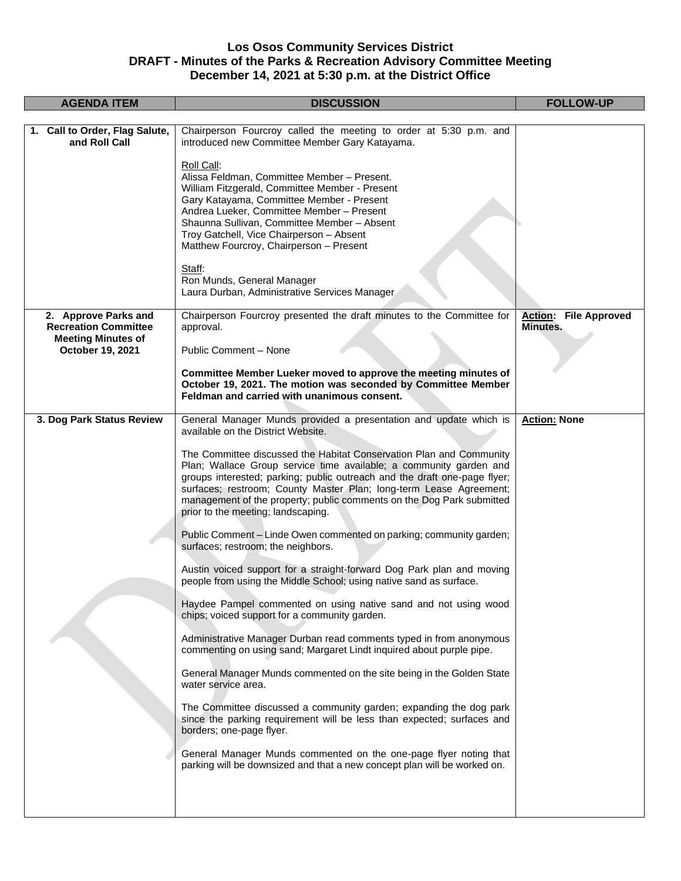# Los Osos Community Services District
## DRAFT - Minutes of the Parks & Recreation Advisory Committee Meeting
## December 14, 2021 at 5:30 p.m. at the District Office

| AGENDA ITEM | DISCUSSION | FOLLOW-UP |
|---|---|---|
| **1. Call to Order, Flag Salute, and Roll Call** | Chairperson Fourcroy called the meeting to order at 5:30 p.m. and introduced new Committee Member Gary Katayama.<br><br>Roll Call:<br>Alissa Feldman, Committee Member – Present.<br>William Fitzgerald, Committee Member - Present<br>Gary Katayama, Committee Member - Present<br>Andrea Lueker, Committee Member – Present<br>Shaunna Sullivan, Committee Member – Absent<br>Troy Gatchell, Vice Chairperson – Absent<br>Matthew Fourcroy, Chairperson – Present<br><br>Staff:<br>Ron Munds, General Manager<br>Laura Durban, Administrative Services Manager | |
| **2. Approve Parks and Recreation Committee Meeting Minutes of October 19, 2021** | Chairperson Fourcroy presented the draft minutes to the Committee for approval.<br><br>Public Comment – None<br><br>**Committee Member Lueker moved to approve the meeting minutes of October 19, 2021. The motion was seconded by Committee Member Feldman and carried with unanimous consent.** | **Action: File Approved Minutes.** |
| **3. Dog Park Status Review** | General Manager Munds provided a presentation and update which is available on the District Website.<br><br>The Committee discussed the Habitat Conservation Plan and Community Plan; Wallace Group service time available; a community garden and groups interested; parking; public outreach and the draft one-page flyer; surfaces; restroom; County Master Plan; long-term Lease Agreement; management of the property; public comments on the Dog Park submitted prior to the meeting; landscaping.<br><br>Public Comment – Linde Owen commented on parking; community garden; surfaces; restroom; the neighbors.<br><br>Austin voiced support for a straight-forward Dog Park plan and moving people from using the Middle School; using native sand as surface.<br><br>Haydee Pampel commented on using native sand and not using wood chips; voiced support for a community garden.<br><br>Administrative Manager Durban read comments typed in from anonymous commenting on using sand; Margaret Lindt inquired about purple pipe.<br><br>General Manager Munds commented on the site being in the Golden State water service area.<br><br>The Committee discussed a community garden; expanding the dog park since the parking requirement will be less than expected; surfaces and borders; one-page flyer.<br><br>General Manager Munds commented on the one-page flyer noting that parking will be downsized and that a new concept plan will be worked on. | **Action: None** |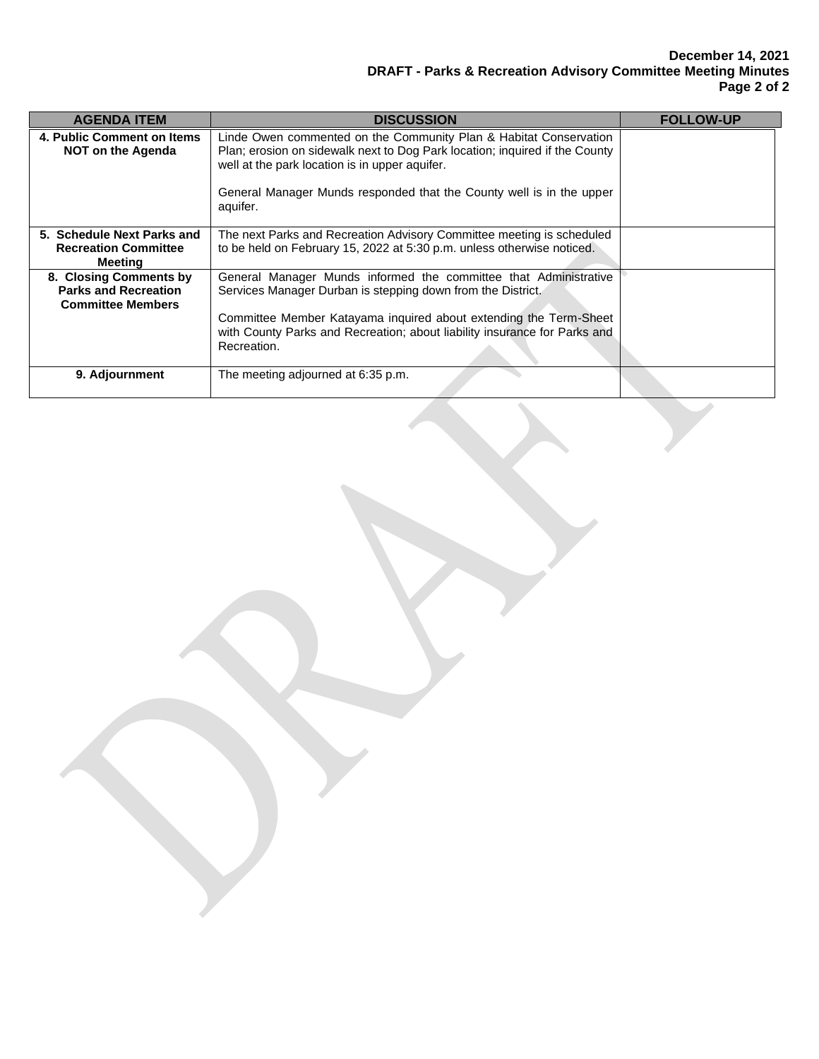| AGENDA ITEM | DISCUSSION | FOLLOW-UP |
|---|---|---|
| **4. Public Comment on Items NOT on the Agenda** | Linde Owen commented on the Community Plan & Habitat Conservation Plan; erosion on sidewalk next to Dog Park location; inquired if the County well at the park location is in upper aquifer.<br><br>General Manager Munds responded that the County well is in the upper aquifer. | |
| **5. Schedule Next Parks and Recreation Committee Meeting** | The next Parks and Recreation Advisory Committee meeting is scheduled to be held on February 15, 2022 at 5:30 p.m. unless otherwise noticed. | |
| **8. Closing Comments by Parks and Recreation Committee Members** | General Manager Munds informed the committee that Administrative Services Manager Durban is stepping down from the District.<br><br>Committee Member Katayama inquired about extending the Term-Sheet with County Parks and Recreation; about liability insurance for Parks and Recreation. | |
| **9. Adjournment** | The meeting adjourned at 6:35 p.m. | |